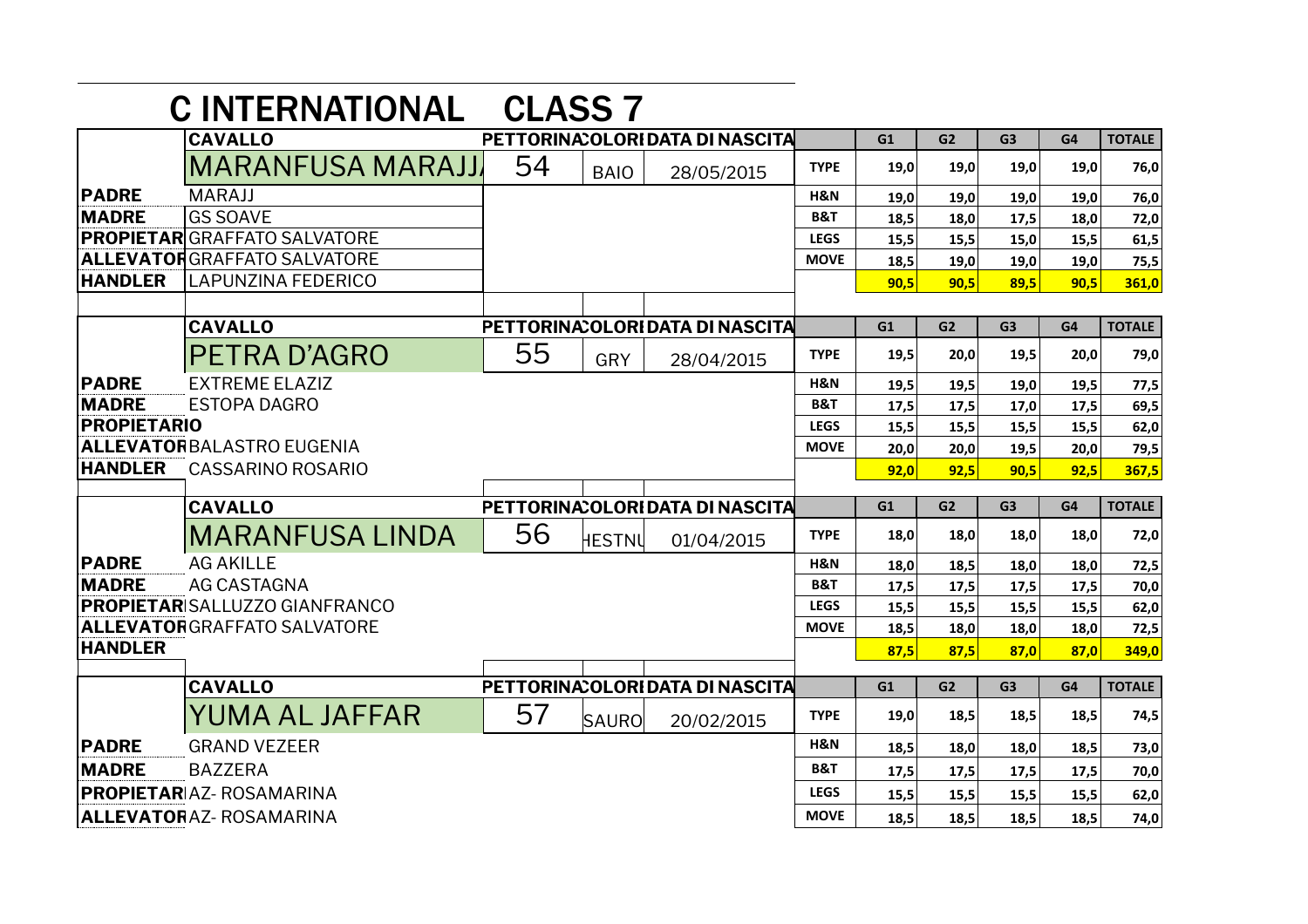# C INTERNATIONAL CLASS 7

| | CAVALLO | PETTORINA | COLORI | DATA DI NASCITA | | G1 | G2 | G3 | G4 | TOTALE |
|---|---|---|---|---|---|---|---|---|---|---|
| | MARANFUSA MARAJJ | 54 | BAIO | 28/05/2015 | TYPE | 19,0 | 19,0 | 19,0 | 19,0 | 76,0 |
| PADRE | MARAJJ | | | | H&N | 19,0 | 19,0 | 19,0 | 19,0 | 76,0 |
| MADRE | GS SOAVE | | | | B&T | 18,5 | 18,0 | 17,5 | 18,0 | 72,0 |
| PROPIETAR | GRAFFATO SALVATORE | | | | LEGS | 15,5 | 15,5 | 15,0 | 15,5 | 61,5 |
| ALLEVATOR | GRAFFATO SALVATORE | | | | MOVE | 18,5 | 19,0 | 19,0 | 19,0 | 75,5 |
| HANDLER | LAPUNZINA FEDERICO | | | | | 90,5 | 90,5 | 89,5 | 90,5 | 361,0 |

| | CAVALLO | PETTORINA | COLORI | DATA DI NASCITA | | G1 | G2 | G3 | G4 | TOTALE |
|---|---|---|---|---|---|---|---|---|---|---|
| | PETRA D'AGRO | 55 | GRY | 28/04/2015 | TYPE | 19,5 | 20,0 | 19,5 | 20,0 | 79,0 |
| PADRE | EXTREME ELAZIZ | | | | H&N | 19,5 | 19,5 | 19,0 | 19,5 | 77,5 |
| MADRE | ESTOPA DAGRO | | | | B&T | 17,5 | 17,5 | 17,0 | 17,5 | 69,5 |
| PROPIETARIO | | | | | LEGS | 15,5 | 15,5 | 15,5 | 15,5 | 62,0 |
| ALLEVATOR | BALASTRO EUGENIA | | | | MOVE | 20,0 | 20,0 | 19,5 | 20,0 | 79,5 |
| HANDLER | CASSARINO ROSARIO | | | | | 92,0 | 92,5 | 90,5 | 92,5 | 367,5 |

| | CAVALLO | PETTORINA | COLORI | DATA DI NASCITA | | G1 | G2 | G3 | G4 | TOTALE |
|---|---|---|---|---|---|---|---|---|---|---|
| | MARANFUSA LINDA | 56 | HESTNU | 01/04/2015 | TYPE | 18,0 | 18,0 | 18,0 | 18,0 | 72,0 |
| PADRE | AG AKILLE | | | | H&N | 18,0 | 18,5 | 18,0 | 18,0 | 72,5 |
| MADRE | AG CASTAGNA | | | | B&T | 17,5 | 17,5 | 17,5 | 17,5 | 70,0 |
| PROPIETAR | SALLUZZO GIANFRANCO | | | | LEGS | 15,5 | 15,5 | 15,5 | 15,5 | 62,0 |
| ALLEVATOR | GRAFFATO SALVATORE | | | | MOVE | 18,5 | 18,0 | 18,0 | 18,0 | 72,5 |
| HANDLER | | | | | | 87,5 | 87,5 | 87,0 | 87,0 | 349,0 |

| | CAVALLO | PETTORINA | COLORI | DATA DI NASCITA | | G1 | G2 | G3 | G4 | TOTALE |
|---|---|---|---|---|---|---|---|---|---|---|
| | YUMA AL JAFFAR | 57 | SAURO | 20/02/2015 | TYPE | 19,0 | 18,5 | 18,5 | 18,5 | 74,5 |
| PADRE | GRAND VEZEER | | | | H&N | 18,5 | 18,0 | 18,0 | 18,5 | 73,0 |
| MADRE | BAZZERA | | | | B&T | 17,5 | 17,5 | 17,5 | 17,5 | 70,0 |
| PROPIETAR | AZ- ROSAMARINA | | | | LEGS | 15,5 | 15,5 | 15,5 | 15,5 | 62,0 |
| ALLEVATOR | AZ- ROSAMARINA | | | | MOVE | 18,5 | 18,5 | 18,5 | 18,5 | 74,0 |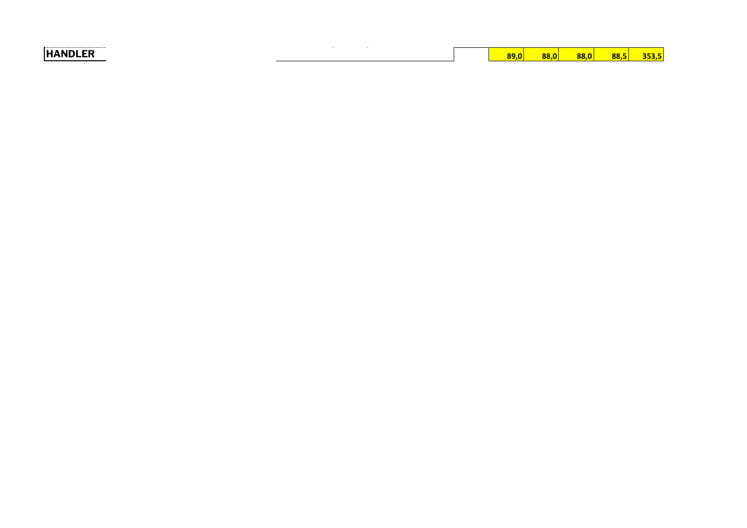| | | | | | | | |
|---|---|---|---|---|---|---|---|
| **HANDLER** | | | **89,0** | **88,0** | **88,0** | **88,5** | **353,5** |